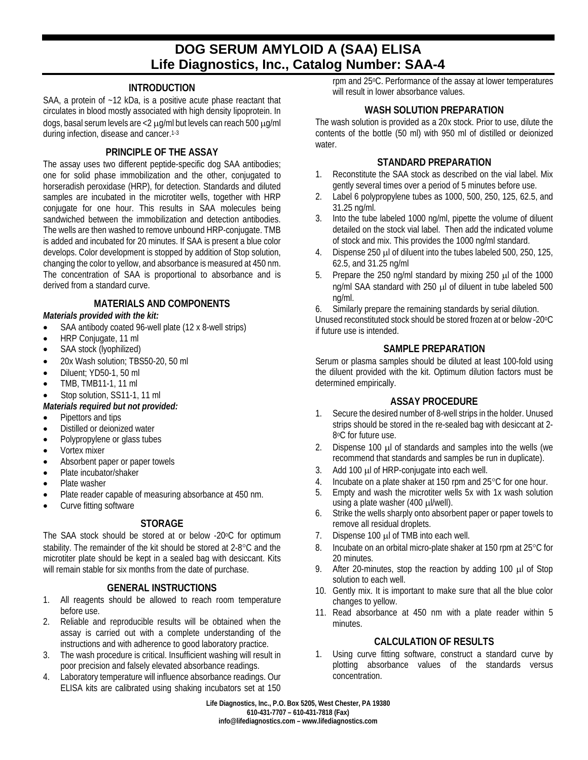# DOG SERUM AMYLOID A (SAA) ELISA
## Life Diagnostics, Inc., Catalog Number: SAA-4

### INTRODUCTION

SAA, a protein of ~12 kDa, is a positive acute phase reactant that circulates in blood mostly associated with high density lipoprotein. In dogs, basal serum levels are <2 μg/ml but levels can reach 500 μg/ml during infection, disease and cancer.[1-3]

### PRINCIPLE OF THE ASSAY

The assay uses two different peptide-specific dog SAA antibodies; one for solid phase immobilization and the other, conjugated to horseradish peroxidase (HRP), for detection. Standards and diluted samples are incubated in the microtiter wells, together with HRP conjugate for one hour. This results in SAA molecules being sandwiched between the immobilization and detection antibodies. The wells are then washed to remove unbound HRP-conjugate. TMB is added and incubated for 20 minutes. If SAA is present a blue color develops. Color development is stopped by addition of Stop solution, changing the color to yellow, and absorbance is measured at 450 nm. The concentration of SAA is proportional to absorbance and is derived from a standard curve.

### MATERIALS AND COMPONENTS

***Materials provided with the kit:***

- SAA antibody coated 96-well plate (12 x 8-well strips)
- HRP Conjugate, 11 ml
- SAA stock (lyophilized)
- 20x Wash solution; TBS50-20, 50 ml
- Diluent; YD50-1, 50 ml
- TMB, TMB11-1, 11 ml
- Stop solution, SS11-1, 11 ml

***Materials required but not provided:***

- Pipettors and tips
- Distilled or deionized water
- Polypropylene or glass tubes
- Vortex mixer
- Absorbent paper or paper towels
- Plate incubator/shaker
- Plate washer
- Plate reader capable of measuring absorbance at 450 nm.
- Curve fitting software

### STORAGE

The SAA stock should be stored at or below -20°C for optimum stability. The remainder of the kit should be stored at 2-8°C and the microtiter plate should be kept in a sealed bag with desiccant. Kits will remain stable for six months from the date of purchase.

### GENERAL INSTRUCTIONS

1. All reagents should be allowed to reach room temperature before use.
2. Reliable and reproducible results will be obtained when the assay is carried out with a complete understanding of the instructions and with adherence to good laboratory practice.
3. The wash procedure is critical. Insufficient washing will result in poor precision and falsely elevated absorbance readings.
4. Laboratory temperature will influence absorbance readings. Our ELISA kits are calibrated using shaking incubators set at 150 rpm and 25°C. Performance of the assay at lower temperatures will result in lower absorbance values.

### WASH SOLUTION PREPARATION

The wash solution is provided as a 20x stock. Prior to use, dilute the contents of the bottle (50 ml) with 950 ml of distilled or deionized water.

### STANDARD PREPARATION

1. Reconstitute the SAA stock as described on the vial label. Mix gently several times over a period of 5 minutes before use.
2. Label 6 polypropylene tubes as 1000, 500, 250, 125, 62.5, and 31.25 ng/ml.
3. Into the tube labeled 1000 ng/ml, pipette the volume of diluent detailed on the stock vial label. Then add the indicated volume of stock and mix. This provides the 1000 ng/ml standard.
4. Dispense 250 μl of diluent into the tubes labeled 500, 250, 125, 62.5, and 31.25 ng/ml
5. Prepare the 250 ng/ml standard by mixing 250 μl of the 1000 ng/ml SAA standard with 250 μl of diluent in tube labeled 500 ng/ml.
6. Similarly prepare the remaining standards by serial dilution.

Unused reconstituted stock should be stored frozen at or below -20°C if future use is intended.

### SAMPLE PREPARATION

Serum or plasma samples should be diluted at least 100-fold using the diluent provided with the kit. Optimum dilution factors must be determined empirically.

### ASSAY PROCEDURE

1. Secure the desired number of 8-well strips in the holder. Unused strips should be stored in the re-sealed bag with desiccant at 2-8°C for future use.
2. Dispense 100 μl of standards and samples into the wells (we recommend that standards and samples be run in duplicate).
3. Add 100 μl of HRP-conjugate into each well.
4. Incubate on a plate shaker at 150 rpm and 25°C for one hour.
5. Empty and wash the microtiter wells 5x with 1x wash solution using a plate washer (400 μl/well).
6. Strike the wells sharply onto absorbent paper or paper towels to remove all residual droplets.
7. Dispense 100 μl of TMB into each well.
8. Incubate on an orbital micro-plate shaker at 150 rpm at 25°C for 20 minutes.
9. After 20-minutes, stop the reaction by adding 100 μl of Stop solution to each well.
10. Gently mix. It is important to make sure that all the blue color changes to yellow.
11. Read absorbance at 450 nm with a plate reader within 5 minutes.

### CALCULATION OF RESULTS

1. Using curve fitting software, construct a standard curve by plotting absorbance values of the standards versus concentration.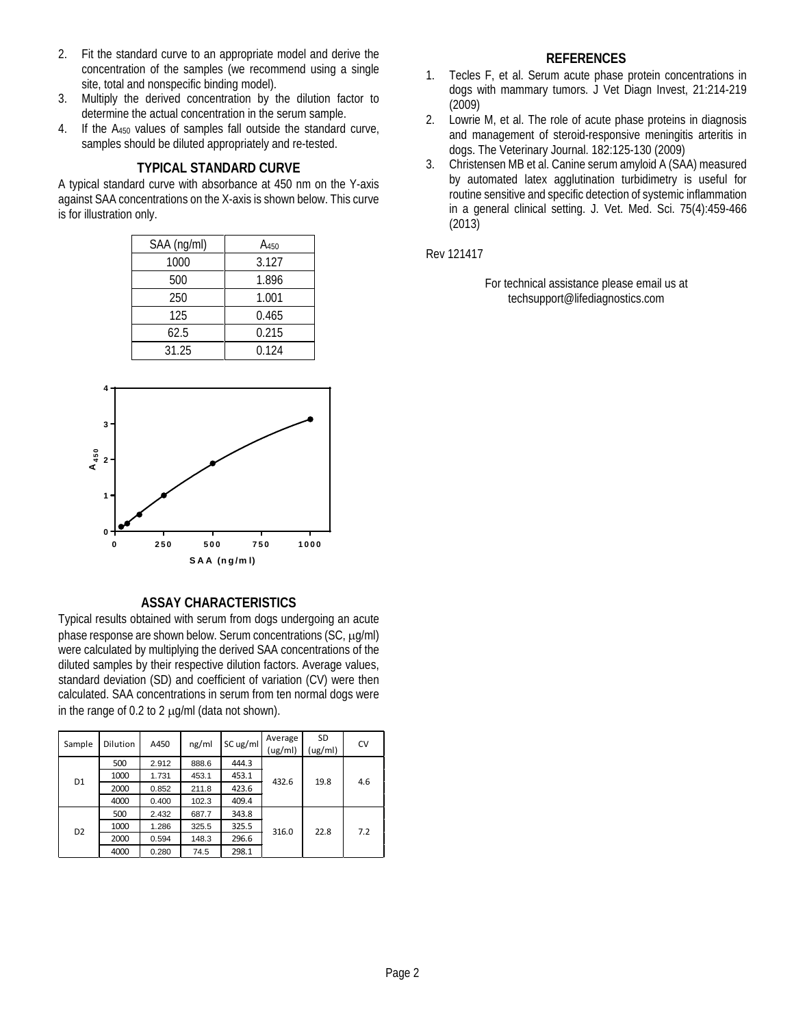2. Fit the standard curve to an appropriate model and derive the concentration of the samples (we recommend using a single site, total and nonspecific binding model).
3. Multiply the derived concentration by the dilution factor to determine the actual concentration in the serum sample.
4. If the $A_{450}$ values of samples fall outside the standard curve, samples should be diluted appropriately and re-tested.

## TYPICAL STANDARD CURVE

A typical standard curve with absorbance at 450 nm on the Y-axis against SAA concentrations on the X-axis is shown below. This curve is for illustration only.

| SAA (ng/ml) | $A_{450}$ |
|---|---|
| 1000 | 3.127 |
| 500 | 1.896 |
| 250 | 1.001 |
| 125 | 0.465 |
| 62.5 | 0.215 |
| 31.25 | 0.124 |

4
3
2
1
0
$A_{450}$
0 250 500 750 1000
SAA (ng/ml)

## ASSAY CHARACTERISTICS

Typical results obtained with serum from dogs undergoing an acute phase response are shown below. Serum concentrations (SC, µg/ml) were calculated by multiplying the derived SAA concentrations of the diluted samples by their respective dilution factors. Average values, standard deviation (SD) and coefficient of variation (CV) were then calculated. SAA concentrations in serum from ten normal dogs were in the range of 0.2 to 2 µg/ml (data not shown).

| Sample | Dilution | A450 | ng/ml | SC ug/ml | Average (ug/ml) | SD (ug/ml) | CV |
|---|---|---|---|---|---|---|---|
| D1 | 500 | 2.912 | 888.6 | 444.3 | 432.6 | 19.8 | 4.6 |
| | 1000 | 1.731 | 453.1 | 453.1 | | | |
| | 2000 | 0.852 | 211.8 | 423.6 | | | |
| | 4000 | 0.400 | 102.3 | 409.4 | | | |
| D2 | 500 | 2.432 | 687.7 | 343.8 | 316.0 | 22.8 | 7.2 |
| | 1000 | 1.286 | 325.5 | 325.5 | | | |
| | 2000 | 0.594 | 148.3 | 296.6 | | | |
| | 4000 | 0.280 | 74.5 | 298.1 | | | |

## REFERENCES

1. Tecles F, et al. Serum acute phase protein concentrations in dogs with mammary tumors. J Vet Diagn Invest, 21:214-219 (2009)
2. Lowrie M, et al. The role of acute phase proteins in diagnosis and management of steroid-responsive meningitis arteritis in dogs. The Veterinary Journal. 182:125-130 (2009)
3. Christensen MB et al. Canine serum amyloid A (SAA) measured by automated latex agglutination turbidimetry is useful for routine sensitive and specific detection of systemic inflammation in a general clinical setting. J. Vet. Med. Sci. 75(4):459-466 (2013)

Rev 121417

For technical assistance please email us at techsupport@lifediagnostics.com